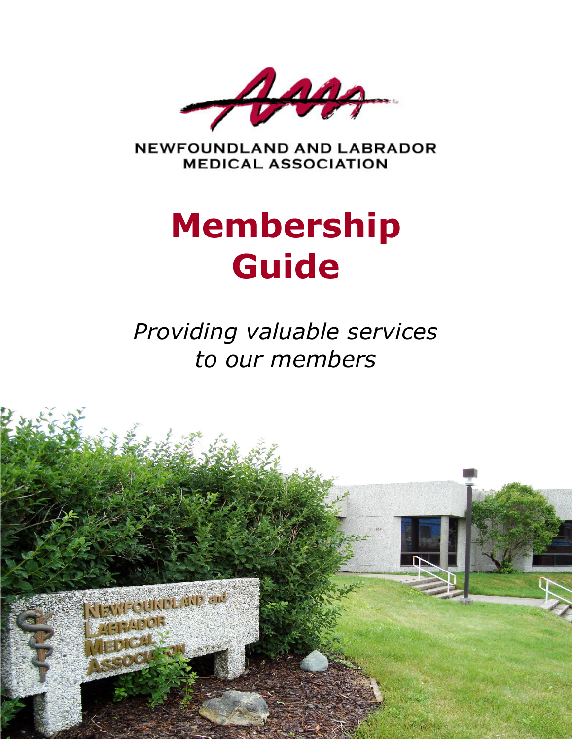NEWFOUNDLAND AND LABRADOR MEDICAL ASSOCIATION

# Membership Guide

*Providing valuable services to our members*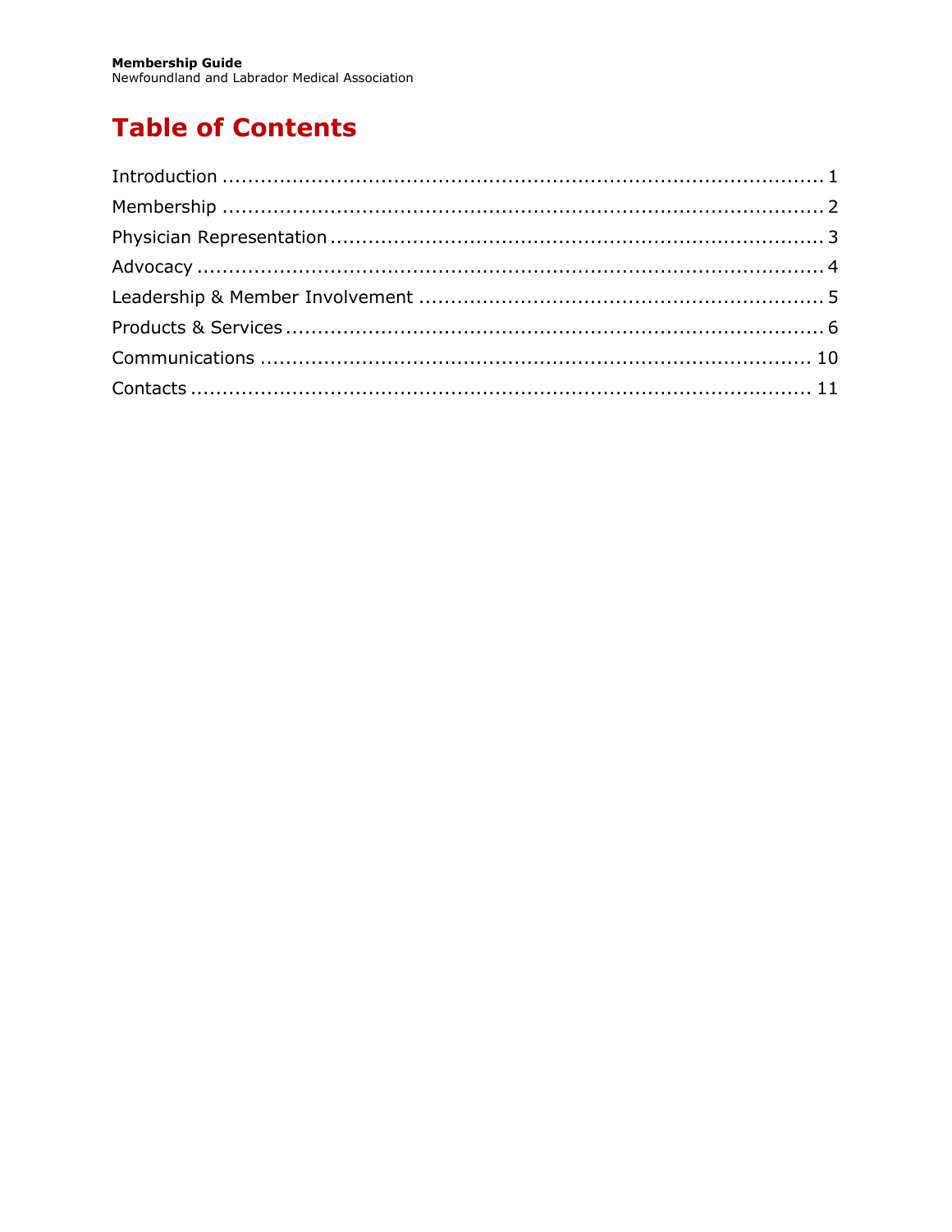# Table of Contents

| | |
|---|---|
| Introduction | 1 |
| Membership | 2 |
| Physician Representation | 3 |
| Advocacy | 4 |
| Leadership & Member Involvement | 5 |
| Products & Services | 6 |
| Communications | 10 |
| Contacts | 11 |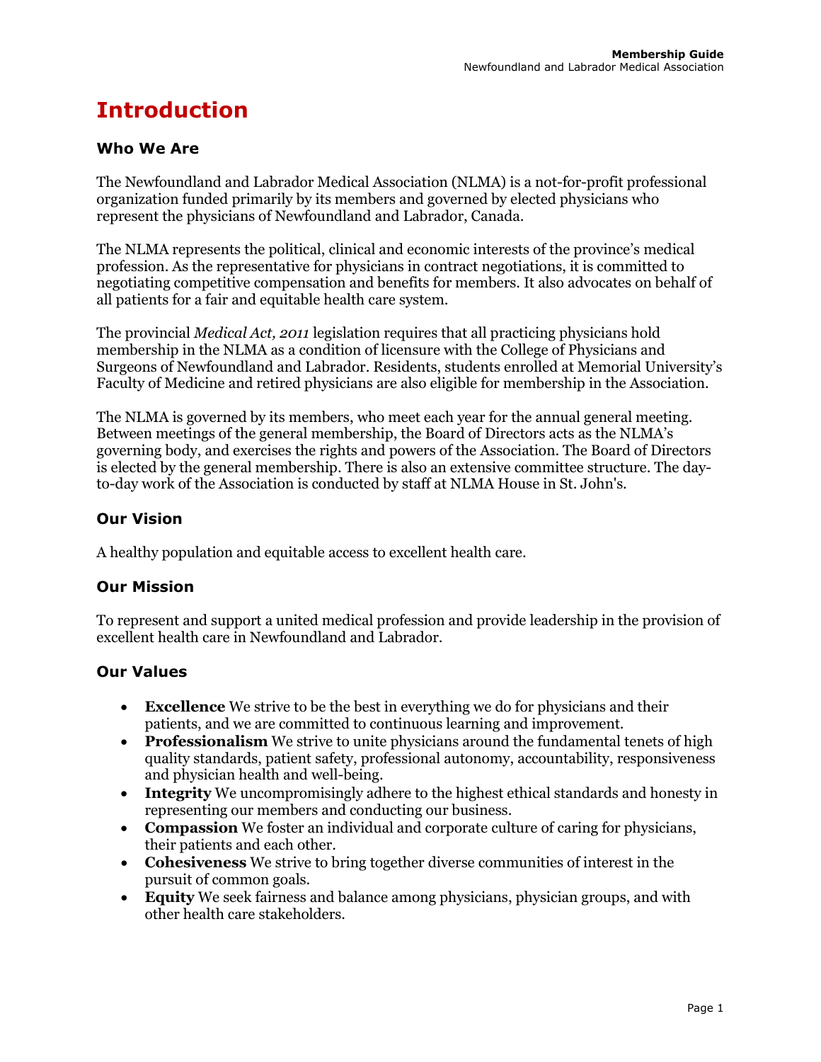# Introduction

## Who We Are

The Newfoundland and Labrador Medical Association (NLMA) is a not-for-profit professional organization funded primarily by its members and governed by elected physicians who represent the physicians of Newfoundland and Labrador, Canada.

The NLMA represents the political, clinical and economic interests of the province's medical profession. As the representative for physicians in contract negotiations, it is committed to negotiating competitive compensation and benefits for members. It also advocates on behalf of all patients for a fair and equitable health care system.

The provincial *Medical Act, 2011* legislation requires that all practicing physicians hold membership in the NLMA as a condition of licensure with the College of Physicians and Surgeons of Newfoundland and Labrador. Residents, students enrolled at Memorial University's Faculty of Medicine and retired physicians are also eligible for membership in the Association.

The NLMA is governed by its members, who meet each year for the annual general meeting. Between meetings of the general membership, the Board of Directors acts as the NLMA's governing body, and exercises the rights and powers of the Association. The Board of Directors is elected by the general membership. There is also an extensive committee structure. The day-to-day work of the Association is conducted by staff at NLMA House in St. John's.

## Our Vision

A healthy population and equitable access to excellent health care.

## Our Mission

To represent and support a united medical profession and provide leadership in the provision of excellent health care in Newfoundland and Labrador.

## Our Values

- **Excellence** We strive to be the best in everything we do for physicians and their patients, and we are committed to continuous learning and improvement.
- **Professionalism** We strive to unite physicians around the fundamental tenets of high quality standards, patient safety, professional autonomy, accountability, responsiveness and physician health and well-being.
- **Integrity** We uncompromisingly adhere to the highest ethical standards and honesty in representing our members and conducting our business.
- **Compassion** We foster an individual and corporate culture of caring for physicians, their patients and each other.
- **Cohesiveness** We strive to bring together diverse communities of interest in the pursuit of common goals.
- **Equity** We seek fairness and balance among physicians, physician groups, and with other health care stakeholders.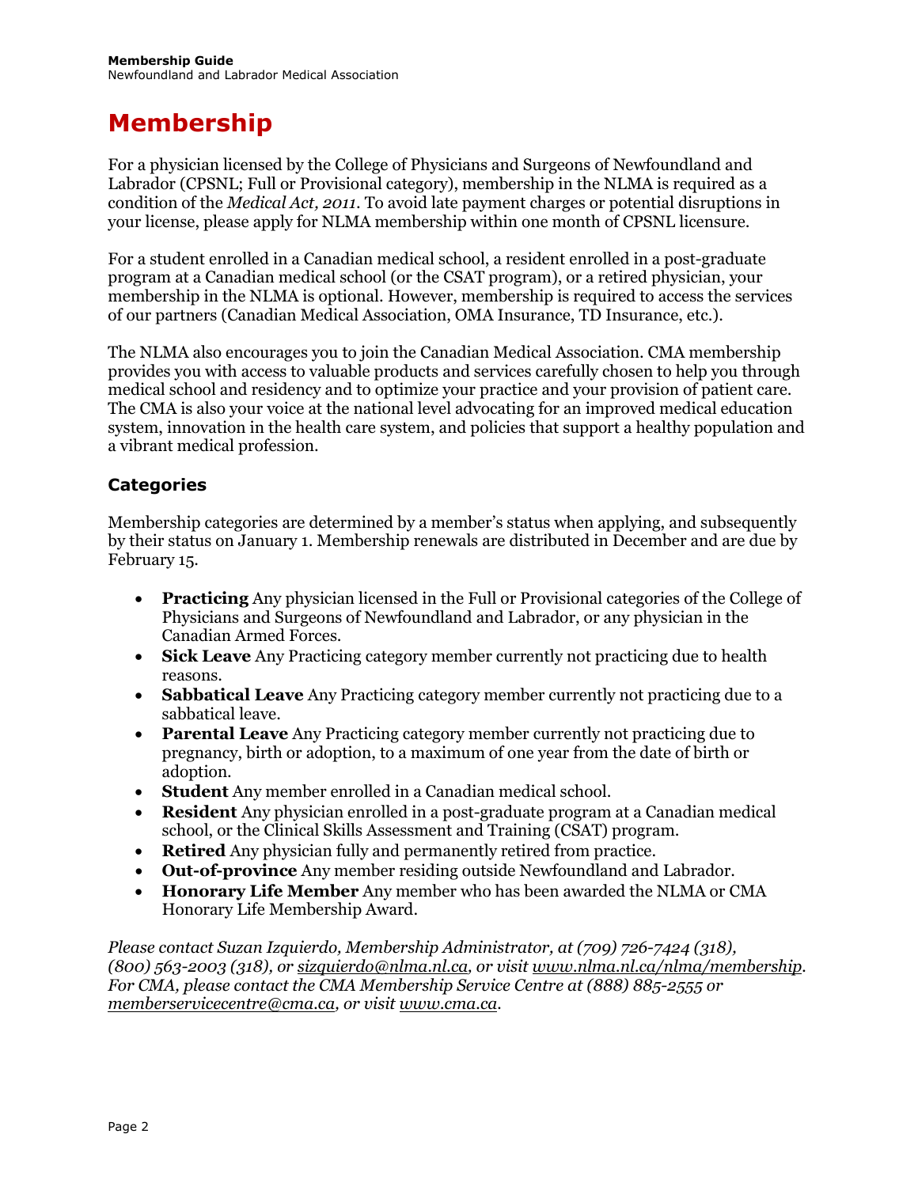# Membership

For a physician licensed by the College of Physicians and Surgeons of Newfoundland and Labrador (CPSNL; Full or Provisional category), membership in the NLMA is required as a condition of the *Medical Act, 2011*. To avoid late payment charges or potential disruptions in your license, please apply for NLMA membership within one month of CPSNL licensure.

For a student enrolled in a Canadian medical school, a resident enrolled in a post-graduate program at a Canadian medical school (or the CSAT program), or a retired physician, your membership in the NLMA is optional. However, membership is required to access the services of our partners (Canadian Medical Association, OMA Insurance, TD Insurance, etc.).

The NLMA also encourages you to join the Canadian Medical Association. CMA membership provides you with access to valuable products and services carefully chosen to help you through medical school and residency and to optimize your practice and your provision of patient care. The CMA is also your voice at the national level advocating for an improved medical education system, innovation in the health care system, and policies that support a healthy population and a vibrant medical profession.

## Categories

Membership categories are determined by a member's status when applying, and subsequently by their status on January 1. Membership renewals are distributed in December and are due by February 15.

- **Practicing** Any physician licensed in the Full or Provisional categories of the College of Physicians and Surgeons of Newfoundland and Labrador, or any physician in the Canadian Armed Forces.
- **Sick Leave** Any Practicing category member currently not practicing due to health reasons.
- **Sabbatical Leave** Any Practicing category member currently not practicing due to a sabbatical leave.
- **Parental Leave** Any Practicing category member currently not practicing due to pregnancy, birth or adoption, to a maximum of one year from the date of birth or adoption.
- **Student** Any member enrolled in a Canadian medical school.
- **Resident** Any physician enrolled in a post-graduate program at a Canadian medical school, or the Clinical Skills Assessment and Training (CSAT) program.
- **Retired** Any physician fully and permanently retired from practice.
- **Out-of-province** Any member residing outside Newfoundland and Labrador.
- **Honorary Life Member** Any member who has been awarded the NLMA or CMA Honorary Life Membership Award.

*Please contact Suzan Izquierdo, Membership Administrator, at (709) 726-7424 (318), (800) 563-2003 (318), or sizquierdo@nlma.nl.ca, or visit www.nlma.nl.ca/nlma/membership. For CMA, please contact the CMA Membership Service Centre at (888) 885-2555 or memberservicecentre@cma.ca, or visit www.cma.ca.*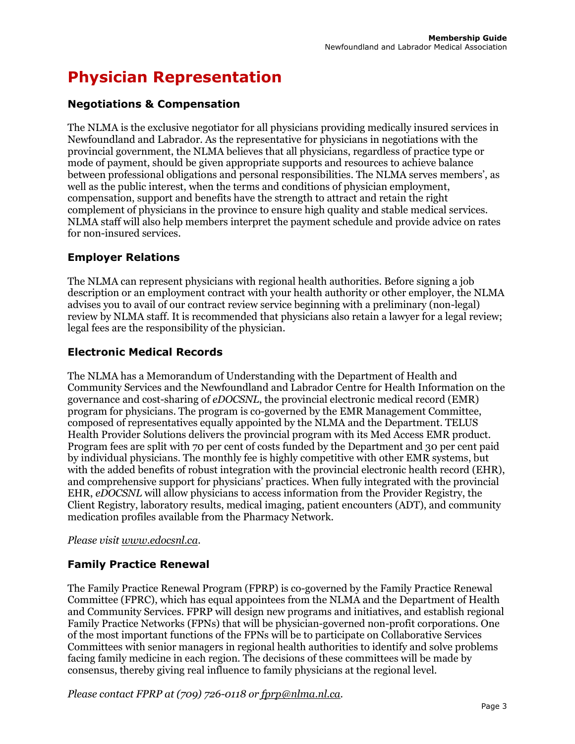# Physician Representation

## Negotiations & Compensation

The NLMA is the exclusive negotiator for all physicians providing medically insured services in Newfoundland and Labrador. As the representative for physicians in negotiations with the provincial government, the NLMA believes that all physicians, regardless of practice type or mode of payment, should be given appropriate supports and resources to achieve balance between professional obligations and personal responsibilities. The NLMA serves members', as well as the public interest, when the terms and conditions of physician employment, compensation, support and benefits have the strength to attract and retain the right complement of physicians in the province to ensure high quality and stable medical services. NLMA staff will also help members interpret the payment schedule and provide advice on rates for non-insured services.

## Employer Relations

The NLMA can represent physicians with regional health authorities. Before signing a job description or an employment contract with your health authority or other employer, the NLMA advises you to avail of our contract review service beginning with a preliminary (non-legal) review by NLMA staff. It is recommended that physicians also retain a lawyer for a legal review; legal fees are the responsibility of the physician.

## Electronic Medical Records

The NLMA has a Memorandum of Understanding with the Department of Health and Community Services and the Newfoundland and Labrador Centre for Health Information on the governance and cost-sharing of *eDOCSNL*, the provincial electronic medical record (EMR) program for physicians. The program is co-governed by the EMR Management Committee, composed of representatives equally appointed by the NLMA and the Department. TELUS Health Provider Solutions delivers the provincial program with its Med Access EMR product. Program fees are split with 70 per cent of costs funded by the Department and 30 per cent paid by individual physicians. The monthly fee is highly competitive with other EMR systems, but with the added benefits of robust integration with the provincial electronic health record (EHR), and comprehensive support for physicians' practices. When fully integrated with the provincial EHR, *eDOCSNL* will allow physicians to access information from the Provider Registry, the Client Registry, laboratory results, medical imaging, patient encounters (ADT), and community medication profiles available from the Pharmacy Network.

*Please visit www.edocsnl.ca.*

## Family Practice Renewal

The Family Practice Renewal Program (FPRP) is co-governed by the Family Practice Renewal Committee (FPRC), which has equal appointees from the NLMA and the Department of Health and Community Services. FPRP will design new programs and initiatives, and establish regional Family Practice Networks (FPNs) that will be physician-governed non-profit corporations. One of the most important functions of the FPNs will be to participate on Collaborative Services Committees with senior managers in regional health authorities to identify and solve problems facing family medicine in each region. The decisions of these committees will be made by consensus, thereby giving real influence to family physicians at the regional level.

*Please contact FPRP at (709) 726-0118 or fprp@nlma.nl.ca.*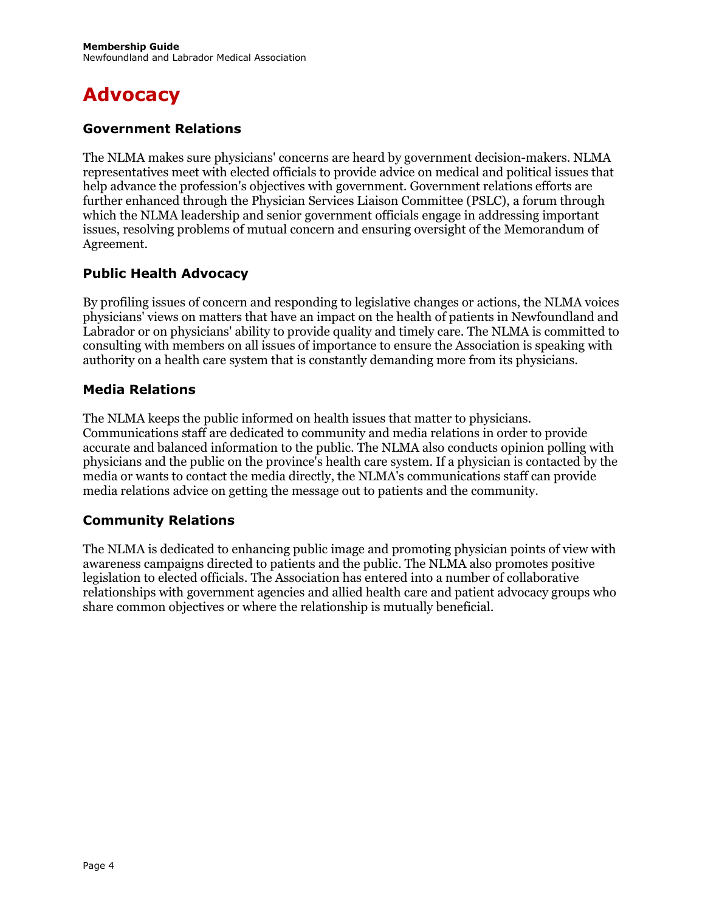# Advocacy

## Government Relations

The NLMA makes sure physicians' concerns are heard by government decision-makers. NLMA representatives meet with elected officials to provide advice on medical and political issues that help advance the profession's objectives with government. Government relations efforts are further enhanced through the Physician Services Liaison Committee (PSLC), a forum through which the NLMA leadership and senior government officials engage in addressing important issues, resolving problems of mutual concern and ensuring oversight of the Memorandum of Agreement.

## Public Health Advocacy

By profiling issues of concern and responding to legislative changes or actions, the NLMA voices physicians' views on matters that have an impact on the health of patients in Newfoundland and Labrador or on physicians' ability to provide quality and timely care. The NLMA is committed to consulting with members on all issues of importance to ensure the Association is speaking with authority on a health care system that is constantly demanding more from its physicians.

## Media Relations

The NLMA keeps the public informed on health issues that matter to physicians. Communications staff are dedicated to community and media relations in order to provide accurate and balanced information to the public. The NLMA also conducts opinion polling with physicians and the public on the province's health care system. If a physician is contacted by the media or wants to contact the media directly, the NLMA's communications staff can provide media relations advice on getting the message out to patients and the community.

## Community Relations

The NLMA is dedicated to enhancing public image and promoting physician points of view with awareness campaigns directed to patients and the public. The NLMA also promotes positive legislation to elected officials. The Association has entered into a number of collaborative relationships with government agencies and allied health care and patient advocacy groups who share common objectives or where the relationship is mutually beneficial.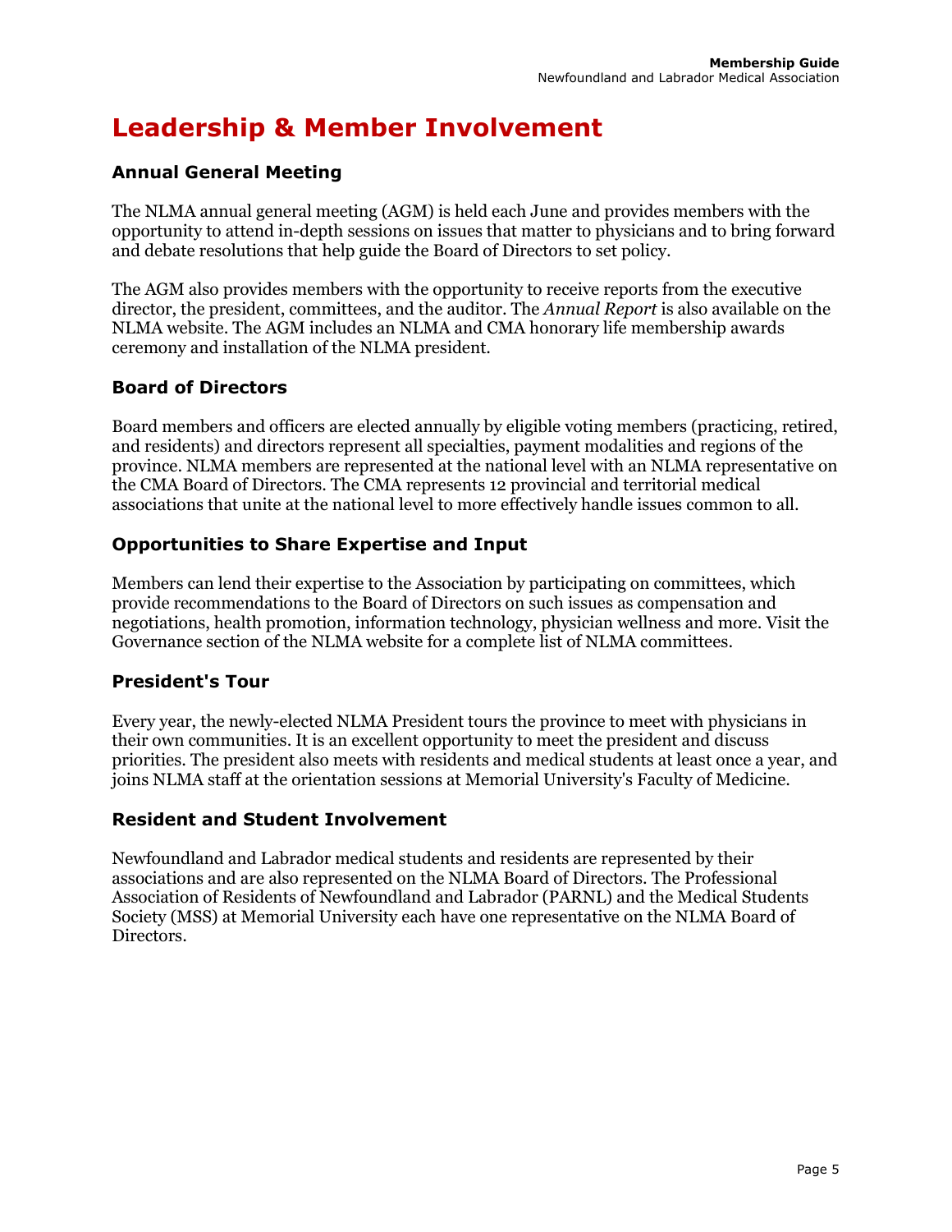# Leadership & Member Involvement

## Annual General Meeting

The NLMA annual general meeting (AGM) is held each June and provides members with the opportunity to attend in-depth sessions on issues that matter to physicians and to bring forward and debate resolutions that help guide the Board of Directors to set policy.

The AGM also provides members with the opportunity to receive reports from the executive director, the president, committees, and the auditor. The *Annual Report* is also available on the NLMA website. The AGM includes an NLMA and CMA honorary life membership awards ceremony and installation of the NLMA president.

## Board of Directors

Board members and officers are elected annually by eligible voting members (practicing, retired, and residents) and directors represent all specialties, payment modalities and regions of the province. NLMA members are represented at the national level with an NLMA representative on the CMA Board of Directors. The CMA represents 12 provincial and territorial medical associations that unite at the national level to more effectively handle issues common to all.

## Opportunities to Share Expertise and Input

Members can lend their expertise to the Association by participating on committees, which provide recommendations to the Board of Directors on such issues as compensation and negotiations, health promotion, information technology, physician wellness and more. Visit the Governance section of the NLMA website for a complete list of NLMA committees.

## President's Tour

Every year, the newly-elected NLMA President tours the province to meet with physicians in their own communities. It is an excellent opportunity to meet the president and discuss priorities. The president also meets with residents and medical students at least once a year, and joins NLMA staff at the orientation sessions at Memorial University's Faculty of Medicine.

## Resident and Student Involvement

Newfoundland and Labrador medical students and residents are represented by their associations and are also represented on the NLMA Board of Directors. The Professional Association of Residents of Newfoundland and Labrador (PARNL) and the Medical Students Society (MSS) at Memorial University each have one representative on the NLMA Board of Directors.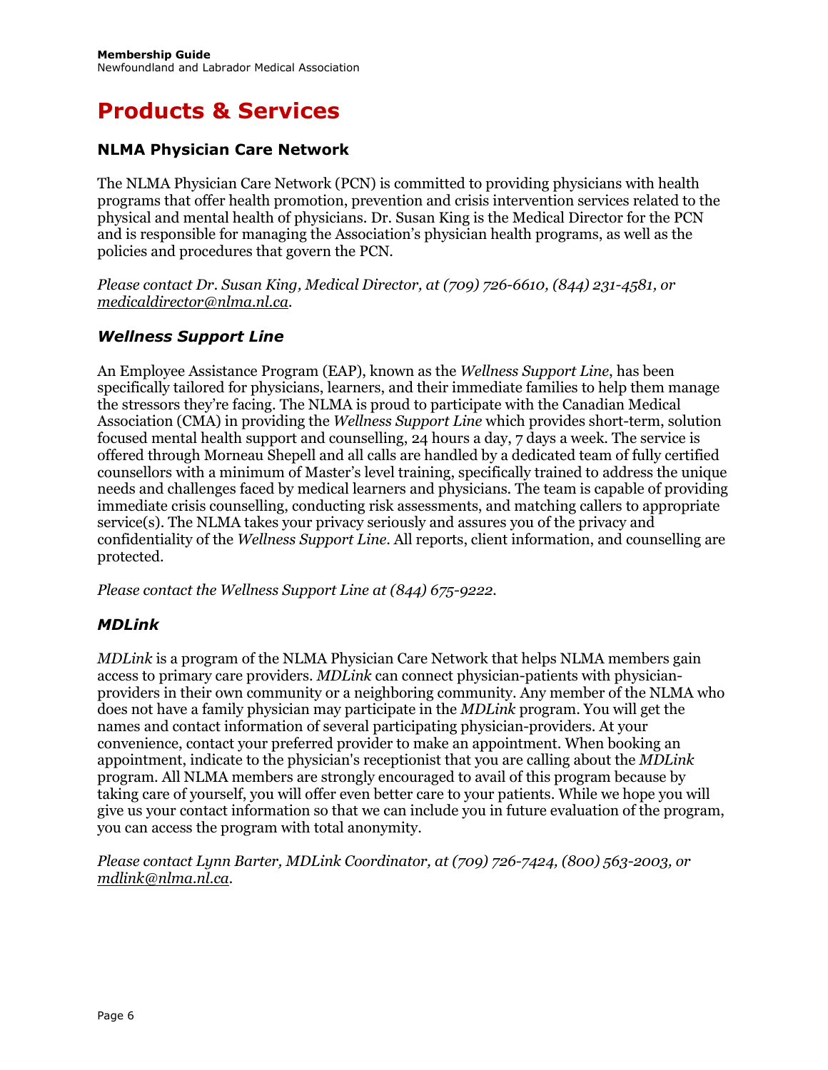# Products & Services

## NLMA Physician Care Network

The NLMA Physician Care Network (PCN) is committed to providing physicians with health programs that offer health promotion, prevention and crisis intervention services related to the physical and mental health of physicians. Dr. Susan King is the Medical Director for the PCN and is responsible for managing the Association's physician health programs, as well as the policies and procedures that govern the PCN.

*Please contact Dr. Susan King, Medical Director, at (709) 726-6610, (844) 231-4581, or medicaldirector@nlma.nl.ca.*

### *Wellness Support Line*

An Employee Assistance Program (EAP), known as the *Wellness Support Line*, has been specifically tailored for physicians, learners, and their immediate families to help them manage the stressors they're facing. The NLMA is proud to participate with the Canadian Medical Association (CMA) in providing the *Wellness Support Line* which provides short-term, solution focused mental health support and counselling, 24 hours a day, 7 days a week. The service is offered through Morneau Shepell and all calls are handled by a dedicated team of fully certified counsellors with a minimum of Master's level training, specifically trained to address the unique needs and challenges faced by medical learners and physicians. The team is capable of providing immediate crisis counselling, conducting risk assessments, and matching callers to appropriate service(s). The NLMA takes your privacy seriously and assures you of the privacy and confidentiality of the *Wellness Support Line*. All reports, client information, and counselling are protected.

*Please contact the Wellness Support Line at (844) 675-9222.*

### *MDLink*

*MDLink* is a program of the NLMA Physician Care Network that helps NLMA members gain access to primary care providers. *MDLink* can connect physician-patients with physician-providers in their own community or a neighboring community. Any member of the NLMA who does not have a family physician may participate in the *MDLink* program. You will get the names and contact information of several participating physician-providers. At your convenience, contact your preferred provider to make an appointment. When booking an appointment, indicate to the physician's receptionist that you are calling about the *MDLink* program. All NLMA members are strongly encouraged to avail of this program because by taking care of yourself, you will offer even better care to your patients. While we hope you will give us your contact information so that we can include you in future evaluation of the program, you can access the program with total anonymity.

*Please contact Lynn Barter, MDLink Coordinator, at (709) 726-7424, (800) 563-2003, or mdlink@nlma.nl.ca.*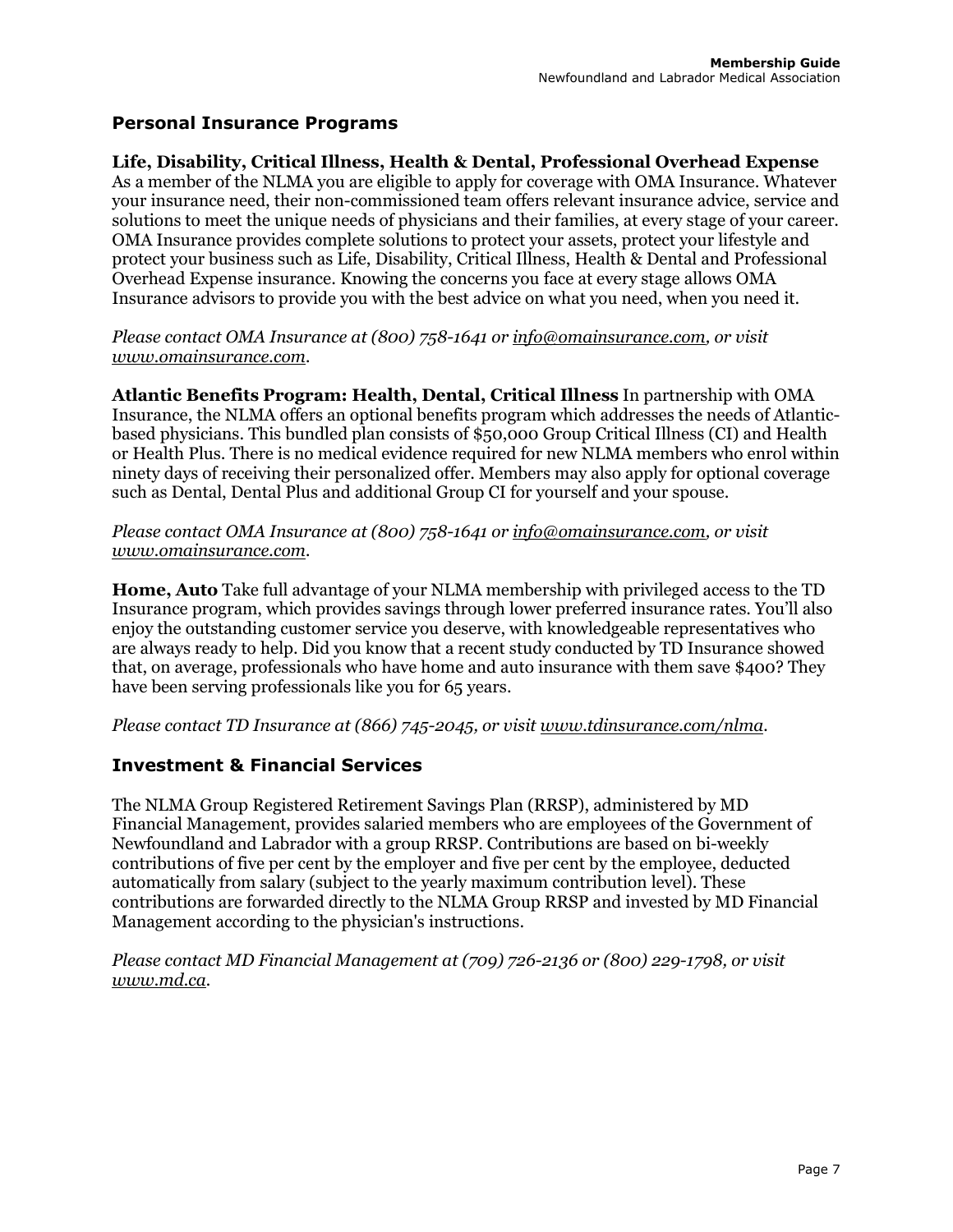## Personal Insurance Programs

**Life, Disability, Critical Illness, Health & Dental, Professional Overhead Expense**
As a member of the NLMA you are eligible to apply for coverage with OMA Insurance. Whatever your insurance need, their non-commissioned team offers relevant insurance advice, service and solutions to meet the unique needs of physicians and their families, at every stage of your career. OMA Insurance provides complete solutions to protect your assets, protect your lifestyle and protect your business such as Life, Disability, Critical Illness, Health & Dental and Professional Overhead Expense insurance. Knowing the concerns you face at every stage allows OMA Insurance advisors to provide you with the best advice on what you need, when you need it.

*Please contact OMA Insurance at (800) 758-1641 or info@omainsurance.com, or visit www.omainsurance.com.*

**Atlantic Benefits Program: Health, Dental, Critical Illness** In partnership with OMA Insurance, the NLMA offers an optional benefits program which addresses the needs of Atlantic-based physicians. This bundled plan consists of $50,000 Group Critical Illness (CI) and Health or Health Plus. There is no medical evidence required for new NLMA members who enrol within ninety days of receiving their personalized offer. Members may also apply for optional coverage such as Dental, Dental Plus and additional Group CI for yourself and your spouse.

*Please contact OMA Insurance at (800) 758-1641 or info@omainsurance.com, or visit www.omainsurance.com.*

**Home, Auto** Take full advantage of your NLMA membership with privileged access to the TD Insurance program, which provides savings through lower preferred insurance rates. You'll also enjoy the outstanding customer service you deserve, with knowledgeable representatives who are always ready to help. Did you know that a recent study conducted by TD Insurance showed that, on average, professionals who have home and auto insurance with them save $400? They have been serving professionals like you for 65 years.

*Please contact TD Insurance at (866) 745-2045, or visit www.tdinsurance.com/nlma.*

## Investment & Financial Services

The NLMA Group Registered Retirement Savings Plan (RRSP), administered by MD Financial Management, provides salaried members who are employees of the Government of Newfoundland and Labrador with a group RRSP. Contributions are based on bi-weekly contributions of five per cent by the employer and five per cent by the employee, deducted automatically from salary (subject to the yearly maximum contribution level). These contributions are forwarded directly to the NLMA Group RRSP and invested by MD Financial Management according to the physician's instructions.

*Please contact MD Financial Management at (709) 726-2136 or (800) 229-1798, or visit www.md.ca.*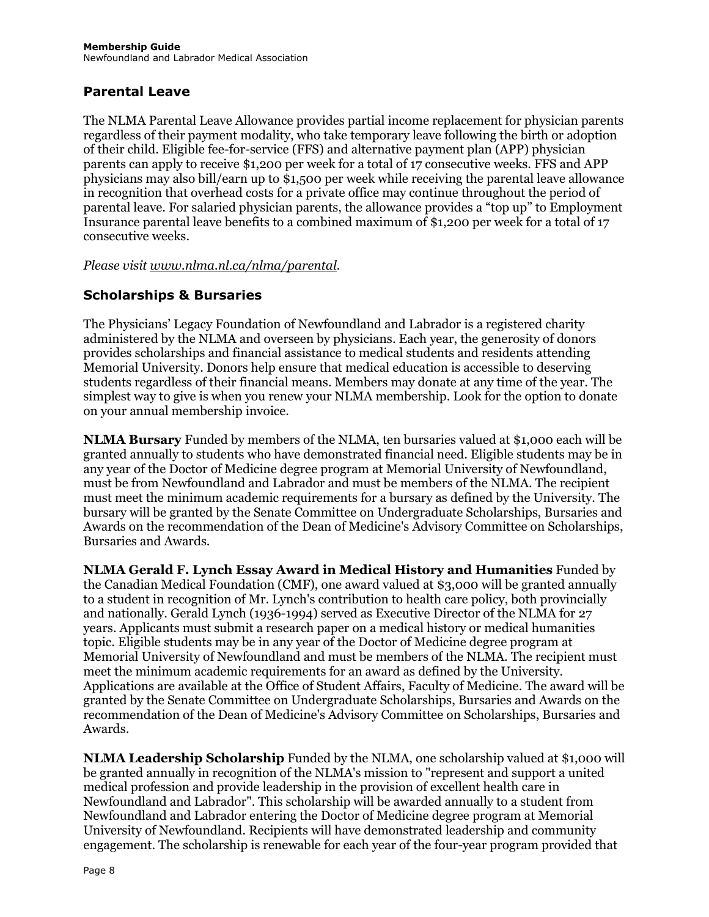## Parental Leave

The NLMA Parental Leave Allowance provides partial income replacement for physician parents regardless of their payment modality, who take temporary leave following the birth or adoption of their child. Eligible fee-for-service (FFS) and alternative payment plan (APP) physician parents can apply to receive $1,200 per week for a total of 17 consecutive weeks. FFS and APP physicians may also bill/earn up to $1,500 per week while receiving the parental leave allowance in recognition that overhead costs for a private office may continue throughout the period of parental leave. For salaried physician parents, the allowance provides a "top up" to Employment Insurance parental leave benefits to a combined maximum of $1,200 per week for a total of 17 consecutive weeks.

*Please visit www.nlma.nl.ca/nlma/parental.*

## Scholarships & Bursaries

The Physicians' Legacy Foundation of Newfoundland and Labrador is a registered charity administered by the NLMA and overseen by physicians. Each year, the generosity of donors provides scholarships and financial assistance to medical students and residents attending Memorial University. Donors help ensure that medical education is accessible to deserving students regardless of their financial means. Members may donate at any time of the year. The simplest way to give is when you renew your NLMA membership. Look for the option to donate on your annual membership invoice.

**NLMA Bursary** Funded by members of the NLMA, ten bursaries valued at $1,000 each will be granted annually to students who have demonstrated financial need. Eligible students may be in any year of the Doctor of Medicine degree program at Memorial University of Newfoundland, must be from Newfoundland and Labrador and must be members of the NLMA. The recipient must meet the minimum academic requirements for a bursary as defined by the University. The bursary will be granted by the Senate Committee on Undergraduate Scholarships, Bursaries and Awards on the recommendation of the Dean of Medicine's Advisory Committee on Scholarships, Bursaries and Awards.

**NLMA Gerald F. Lynch Essay Award in Medical History and Humanities** Funded by the Canadian Medical Foundation (CMF), one award valued at $3,000 will be granted annually to a student in recognition of Mr. Lynch's contribution to health care policy, both provincially and nationally. Gerald Lynch (1936-1994) served as Executive Director of the NLMA for 27 years. Applicants must submit a research paper on a medical history or medical humanities topic. Eligible students may be in any year of the Doctor of Medicine degree program at Memorial University of Newfoundland and must be members of the NLMA. The recipient must meet the minimum academic requirements for an award as defined by the University. Applications are available at the Office of Student Affairs, Faculty of Medicine. The award will be granted by the Senate Committee on Undergraduate Scholarships, Bursaries and Awards on the recommendation of the Dean of Medicine's Advisory Committee on Scholarships, Bursaries and Awards.

**NLMA Leadership Scholarship** Funded by the NLMA, one scholarship valued at $1,000 will be granted annually in recognition of the NLMA's mission to "represent and support a united medical profession and provide leadership in the provision of excellent health care in Newfoundland and Labrador". This scholarship will be awarded annually to a student from Newfoundland and Labrador entering the Doctor of Medicine degree program at Memorial University of Newfoundland. Recipients will have demonstrated leadership and community engagement. The scholarship is renewable for each year of the four-year program provided that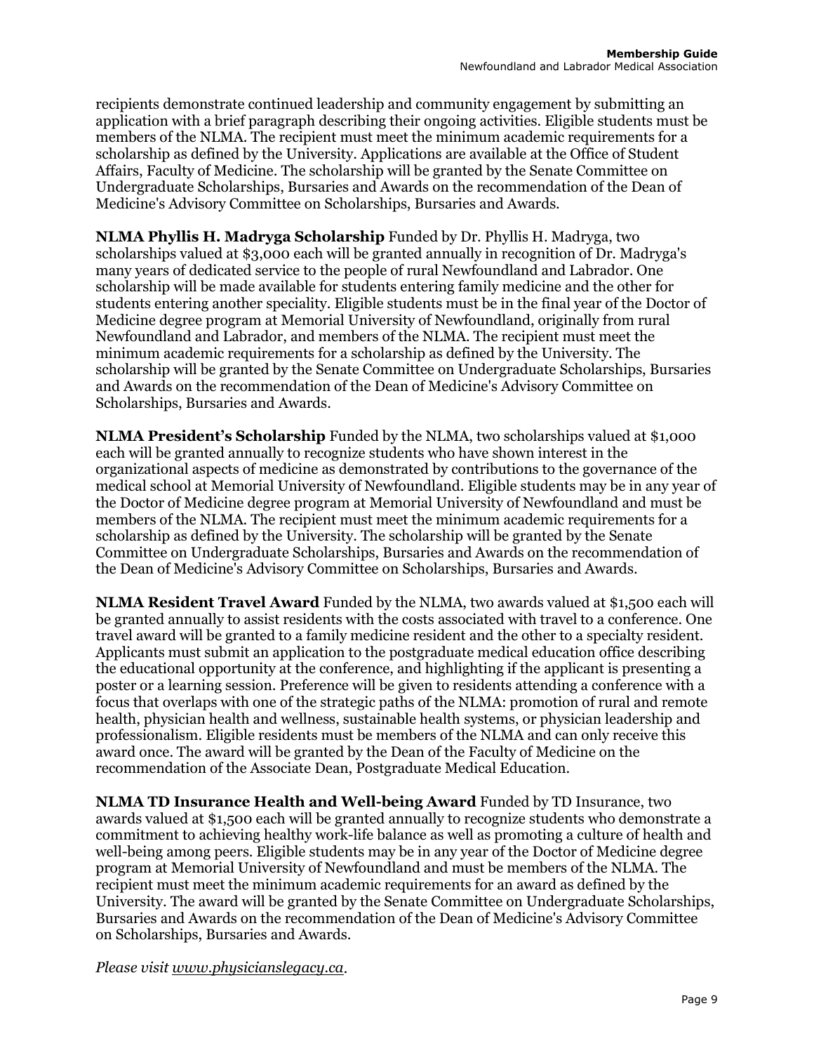recipients demonstrate continued leadership and community engagement by submitting an application with a brief paragraph describing their ongoing activities. Eligible students must be members of the NLMA. The recipient must meet the minimum academic requirements for a scholarship as defined by the University. Applications are available at the Office of Student Affairs, Faculty of Medicine. The scholarship will be granted by the Senate Committee on Undergraduate Scholarships, Bursaries and Awards on the recommendation of the Dean of Medicine's Advisory Committee on Scholarships, Bursaries and Awards.

**NLMA Phyllis H. Madryga Scholarship** Funded by Dr. Phyllis H. Madryga, two scholarships valued at $3,000 each will be granted annually in recognition of Dr. Madryga's many years of dedicated service to the people of rural Newfoundland and Labrador. One scholarship will be made available for students entering family medicine and the other for students entering another speciality. Eligible students must be in the final year of the Doctor of Medicine degree program at Memorial University of Newfoundland, originally from rural Newfoundland and Labrador, and members of the NLMA. The recipient must meet the minimum academic requirements for a scholarship as defined by the University. The scholarship will be granted by the Senate Committee on Undergraduate Scholarships, Bursaries and Awards on the recommendation of the Dean of Medicine's Advisory Committee on Scholarships, Bursaries and Awards.

**NLMA President's Scholarship** Funded by the NLMA, two scholarships valued at $1,000 each will be granted annually to recognize students who have shown interest in the organizational aspects of medicine as demonstrated by contributions to the governance of the medical school at Memorial University of Newfoundland. Eligible students may be in any year of the Doctor of Medicine degree program at Memorial University of Newfoundland and must be members of the NLMA. The recipient must meet the minimum academic requirements for a scholarship as defined by the University. The scholarship will be granted by the Senate Committee on Undergraduate Scholarships, Bursaries and Awards on the recommendation of the Dean of Medicine's Advisory Committee on Scholarships, Bursaries and Awards.

**NLMA Resident Travel Award** Funded by the NLMA, two awards valued at $1,500 each will be granted annually to assist residents with the costs associated with travel to a conference. One travel award will be granted to a family medicine resident and the other to a specialty resident. Applicants must submit an application to the postgraduate medical education office describing the educational opportunity at the conference, and highlighting if the applicant is presenting a poster or a learning session. Preference will be given to residents attending a conference with a focus that overlaps with one of the strategic paths of the NLMA: promotion of rural and remote health, physician health and wellness, sustainable health systems, or physician leadership and professionalism. Eligible residents must be members of the NLMA and can only receive this award once. The award will be granted by the Dean of the Faculty of Medicine on the recommendation of the Associate Dean, Postgraduate Medical Education.

**NLMA TD Insurance Health and Well-being Award** Funded by TD Insurance, two awards valued at $1,500 each will be granted annually to recognize students who demonstrate a commitment to achieving healthy work-life balance as well as promoting a culture of health and well-being among peers. Eligible students may be in any year of the Doctor of Medicine degree program at Memorial University of Newfoundland and must be members of the NLMA. The recipient must meet the minimum academic requirements for an award as defined by the University. The award will be granted by the Senate Committee on Undergraduate Scholarships, Bursaries and Awards on the recommendation of the Dean of Medicine's Advisory Committee on Scholarships, Bursaries and Awards.

*Please visit www.physicianslegacy.ca.*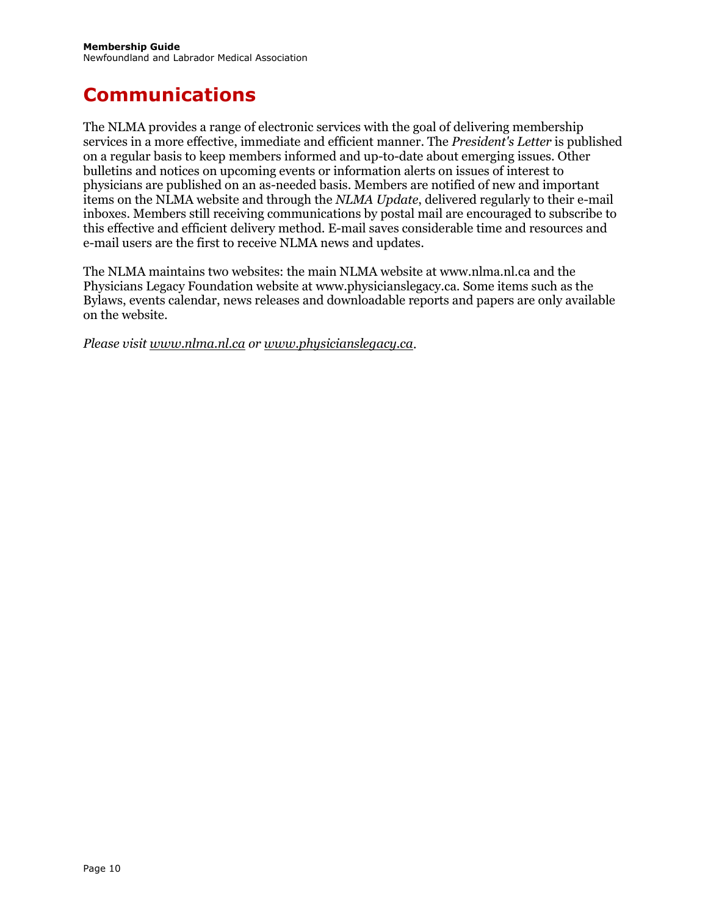# Communications

The NLMA provides a range of electronic services with the goal of delivering membership services in a more effective, immediate and efficient manner. The *President's Letter* is published on a regular basis to keep members informed and up-to-date about emerging issues. Other bulletins and notices on upcoming events or information alerts on issues of interest to physicians are published on an as-needed basis. Members are notified of new and important items on the NLMA website and through the *NLMA Update*, delivered regularly to their e-mail inboxes. Members still receiving communications by postal mail are encouraged to subscribe to this effective and efficient delivery method. E-mail saves considerable time and resources and e-mail users are the first to receive NLMA news and updates.

The NLMA maintains two websites: the main NLMA website at www.nlma.nl.ca and the Physicians Legacy Foundation website at www.physicianslegacy.ca. Some items such as the Bylaws, events calendar, news releases and downloadable reports and papers are only available on the website.

*Please visit www.nlma.nl.ca or www.physicianslegacy.ca.*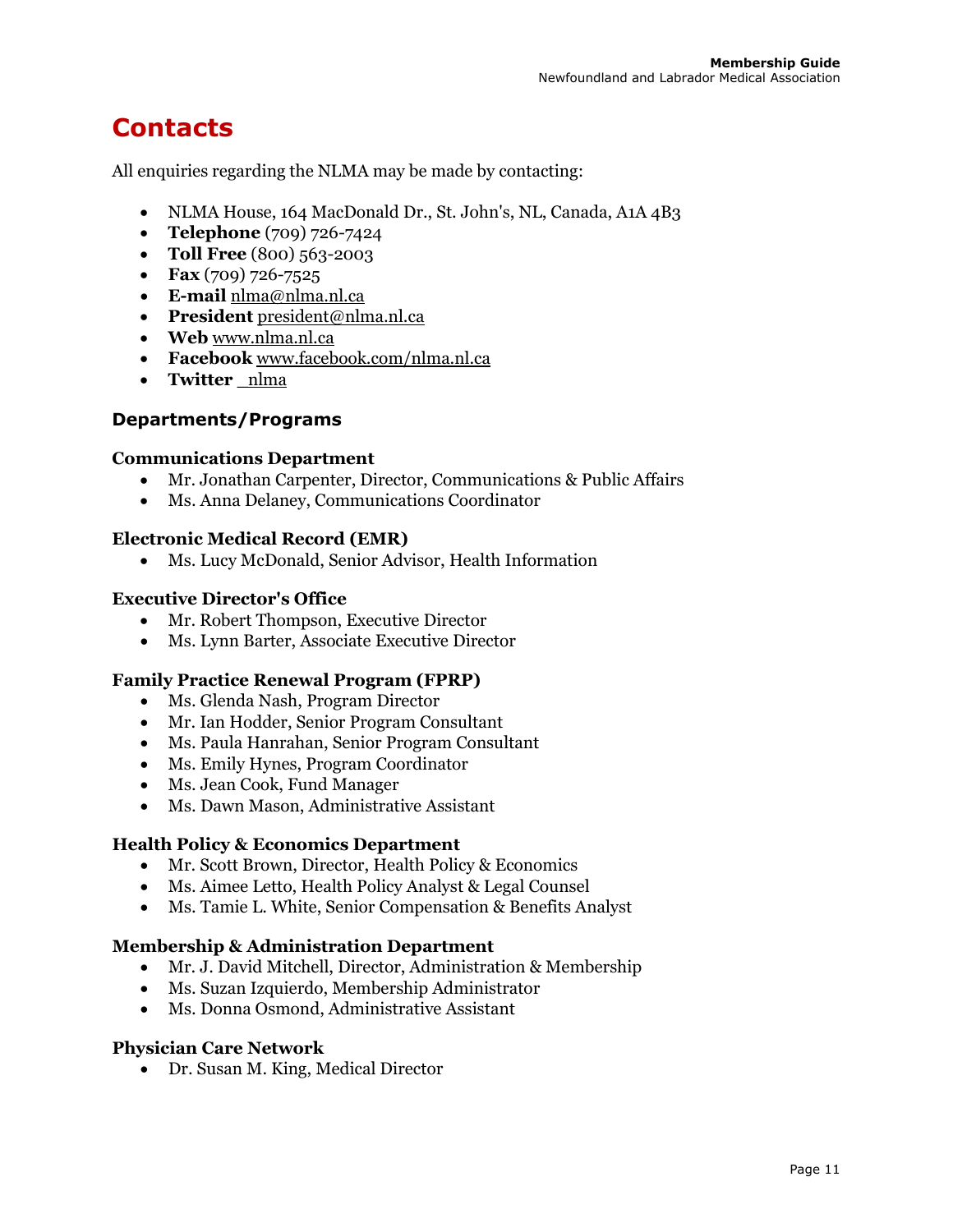# Contacts

All enquiries regarding the NLMA may be made by contacting:

- NLMA House, 164 MacDonald Dr., St. John's, NL, Canada, A1A 4B3
- **Telephone** (709) 726-7424
- **Toll Free** (800) 563-2003
- **Fax** (709) 726-7525
- **E-mail** nlma@nlma.nl.ca
- **President** president@nlma.nl.ca
- **Web** www.nlma.nl.ca
- **Facebook** www.facebook.com/nlma.nl.ca
- **Twitter** _nlma

## Departments/Programs

### Communications Department

- Mr. Jonathan Carpenter, Director, Communications & Public Affairs
- Ms. Anna Delaney, Communications Coordinator

### Electronic Medical Record (EMR)

- Ms. Lucy McDonald, Senior Advisor, Health Information

### Executive Director's Office

- Mr. Robert Thompson, Executive Director
- Ms. Lynn Barter, Associate Executive Director

### Family Practice Renewal Program (FPRP)

- Ms. Glenda Nash, Program Director
- Mr. Ian Hodder, Senior Program Consultant
- Ms. Paula Hanrahan, Senior Program Consultant
- Ms. Emily Hynes, Program Coordinator
- Ms. Jean Cook, Fund Manager
- Ms. Dawn Mason, Administrative Assistant

### Health Policy & Economics Department

- Mr. Scott Brown, Director, Health Policy & Economics
- Ms. Aimee Letto, Health Policy Analyst & Legal Counsel
- Ms. Tamie L. White, Senior Compensation & Benefits Analyst

### Membership & Administration Department

- Mr. J. David Mitchell, Director, Administration & Membership
- Ms. Suzan Izquierdo, Membership Administrator
- Ms. Donna Osmond, Administrative Assistant

### Physician Care Network

- Dr. Susan M. King, Medical Director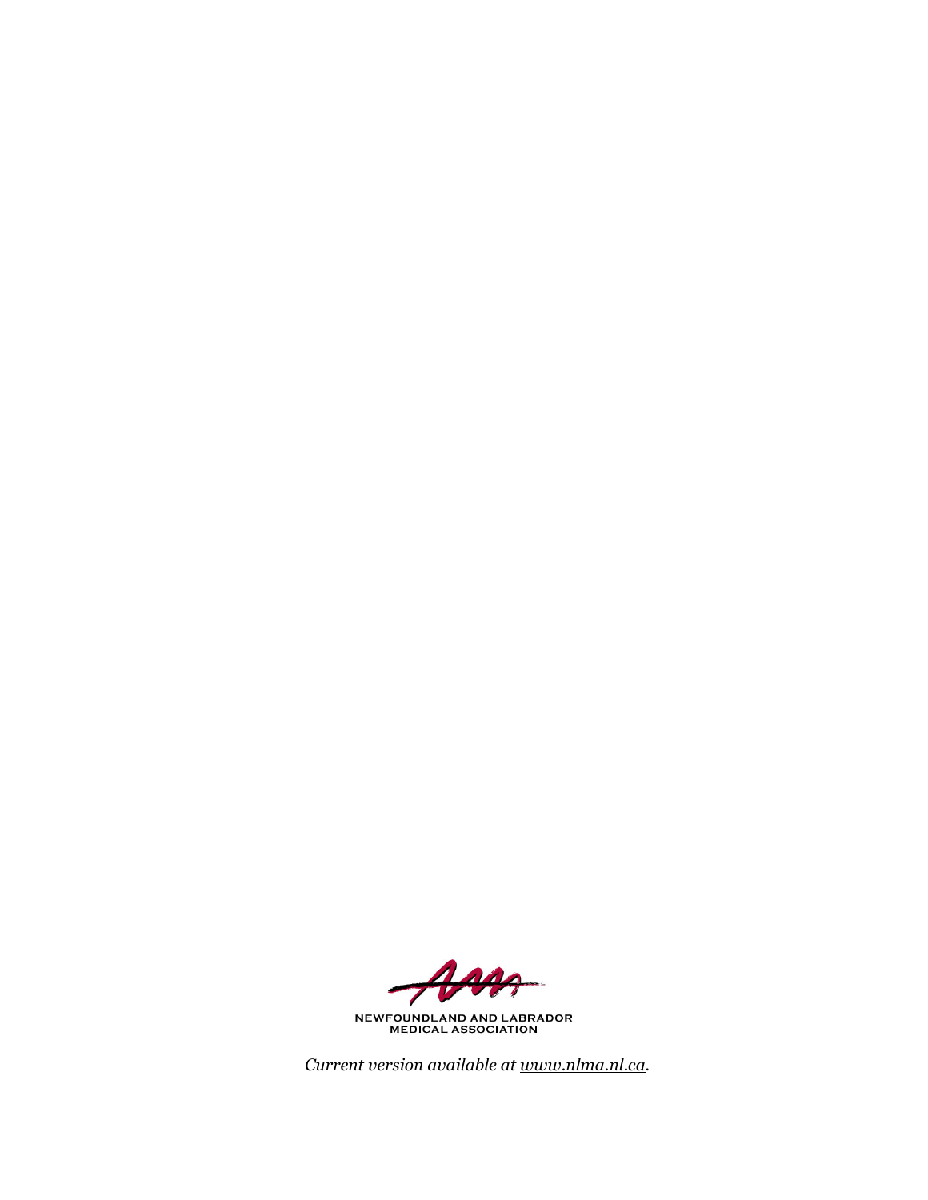NEWFOUNDLAND AND LABRADOR MEDICAL ASSOCIATION

*Current version available at www.nlma.nl.ca.*